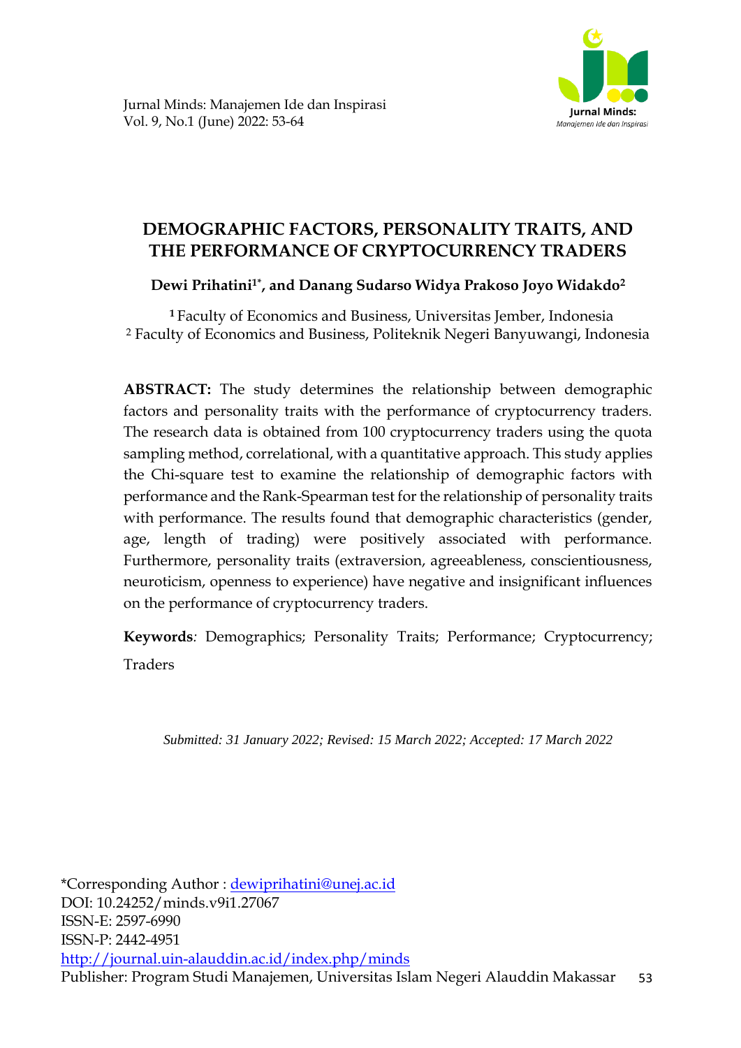# DEMOGRAPHIC FACTORS, PERSONALITY TRAITS, AND THE PERFORMANCE OF CRYPTOCURRENCY TRADERS

**Dewi Prihatini[1*], and Danang Sudarso Widya Prakoso Joyo Widakdo[2]**

[1] Faculty of Economics and Business, Universitas Jember, Indonesia
[2] Faculty of Economics and Business, Politeknik Negeri Banyuwangi, Indonesia

**ABSTRACT:** The study determines the relationship between demographic factors and personality traits with the performance of cryptocurrency traders. The research data is obtained from 100 cryptocurrency traders using the quota sampling method, correlational, with a quantitative approach. This study applies the Chi-square test to examine the relationship of demographic factors with performance and the Rank-Spearman test for the relationship of personality traits with performance. The results found that demographic characteristics (gender, age, length of trading) were positively associated with performance. Furthermore, personality traits (extraversion, agreeableness, conscientiousness, neuroticism, openness to experience) have negative and insignificant influences on the performance of cryptocurrency traders.

**Keywords***:* Demographics; Personality Traits; Performance; Cryptocurrency; Traders

*Submitted: 31 January 2022; Revised: 15 March 2022; Accepted: 17 March 2022*

*Corresponding Author : dewiprihatini@unej.ac.id
DOI: 10.24252/minds.v9i1.27067
ISSN-E: 2597-6990
ISSN-P: 2442-4951
http://journal.uin-alauddin.ac.id/index.php/minds
Publisher: Program Studi Manajemen, Universitas Islam Negeri Alauddin Makassar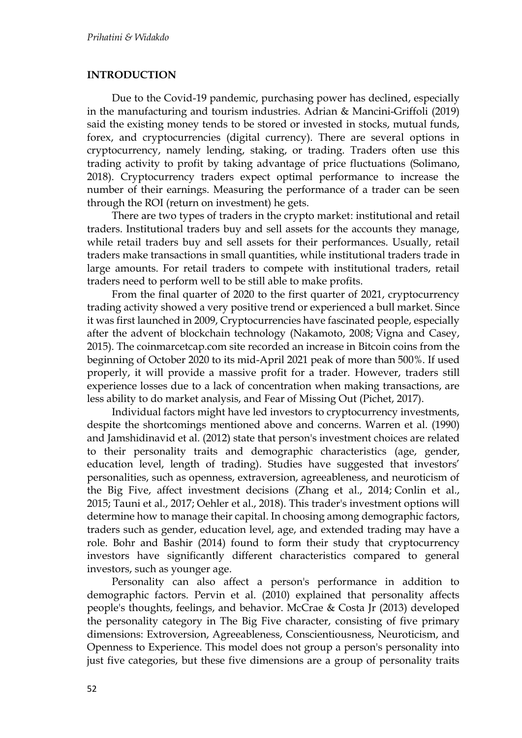## INTRODUCTION

Due to the Covid-19 pandemic, purchasing power has declined, especially in the manufacturing and tourism industries. Adrian & Mancini-Griffoli (2019) said the existing money tends to be stored or invested in stocks, mutual funds, forex, and cryptocurrencies (digital currency). There are several options in cryptocurrency, namely lending, staking, or trading. Traders often use this trading activity to profit by taking advantage of price fluctuations (Solimano, 2018). Cryptocurrency traders expect optimal performance to increase the number of their earnings. Measuring the performance of a trader can be seen through the ROI (return on investment) he gets.

There are two types of traders in the crypto market: institutional and retail traders. Institutional traders buy and sell assets for the accounts they manage, while retail traders buy and sell assets for their performances. Usually, retail traders make transactions in small quantities, while institutional traders trade in large amounts. For retail traders to compete with institutional traders, retail traders need to perform well to be still able to make profits.

From the final quarter of 2020 to the first quarter of 2021, cryptocurrency trading activity showed a very positive trend or experienced a bull market. Since it was first launched in 2009, Cryptocurrencies have fascinated people, especially after the advent of blockchain technology (Nakamoto, 2008; Vigna and Casey, 2015). The coinmarcetcap.com site recorded an increase in Bitcoin coins from the beginning of October 2020 to its mid-April 2021 peak of more than 500%. If used properly, it will provide a massive profit for a trader. However, traders still experience losses due to a lack of concentration when making transactions, are less ability to do market analysis, and Fear of Missing Out (Pichet, 2017).

Individual factors might have led investors to cryptocurrency investments, despite the shortcomings mentioned above and concerns. Warren et al. (1990) and Jamshidinavid et al. (2012) state that person's investment choices are related to their personality traits and demographic characteristics (age, gender, education level, length of trading). Studies have suggested that investors' personalities, such as openness, extraversion, agreeableness, and neuroticism of the Big Five, affect investment decisions (Zhang et al., 2014; Conlin et al., 2015; Tauni et al., 2017; Oehler et al., 2018). This trader's investment options will determine how to manage their capital. In choosing among demographic factors, traders such as gender, education level, age, and extended trading may have a role. Bohr and Bashir (2014) found to form their study that cryptocurrency investors have significantly different characteristics compared to general investors, such as younger age.

Personality can also affect a person's performance in addition to demographic factors. Pervin et al. (2010) explained that personality affects people's thoughts, feelings, and behavior. McCrae & Costa Jr (2013) developed the personality category in The Big Five character, consisting of five primary dimensions: Extroversion, Agreeableness, Conscientiousness, Neuroticism, and Openness to Experience. This model does not group a person's personality into just five categories, but these five dimensions are a group of personality traits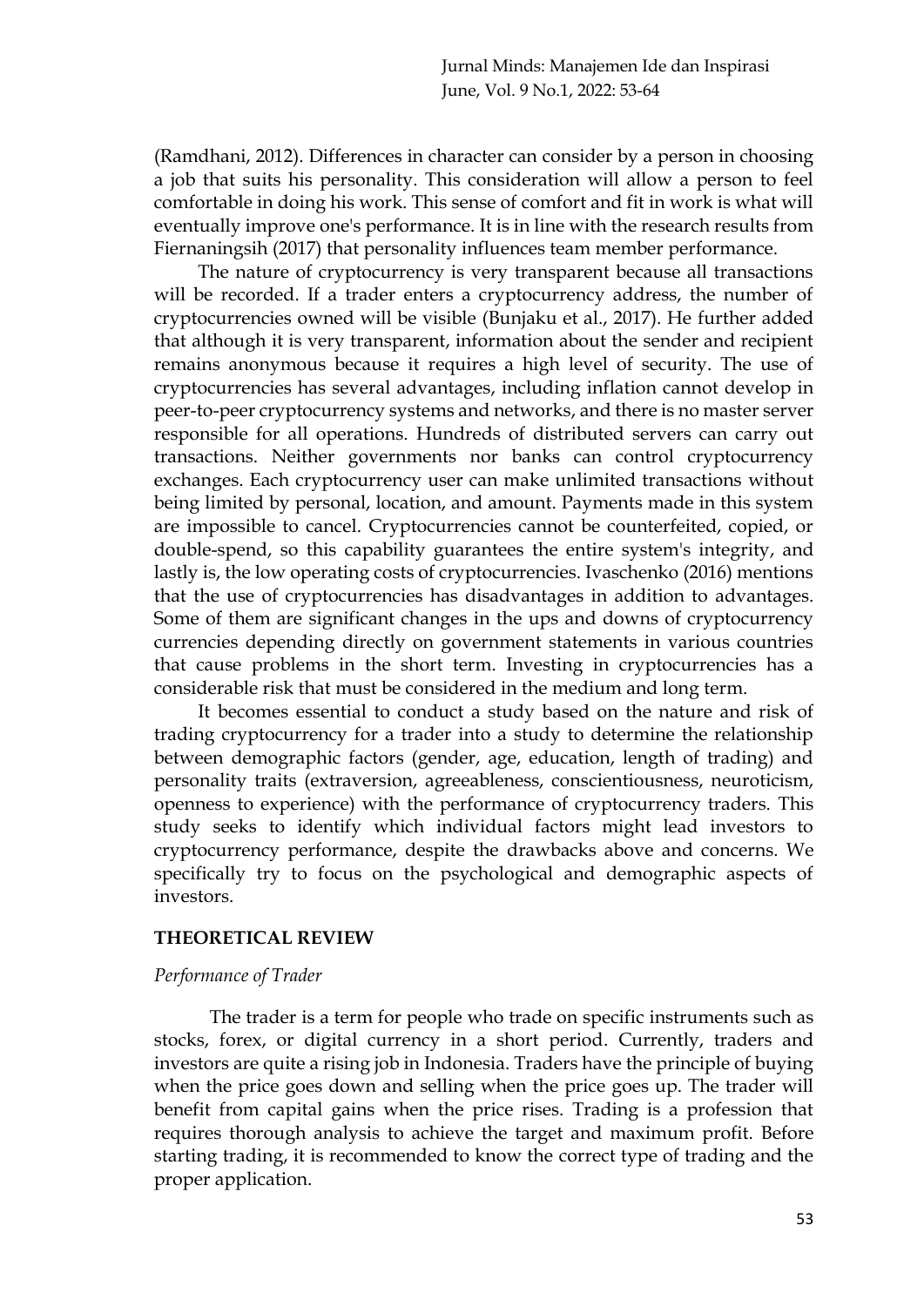(Ramdhani, 2012). Differences in character can consider by a person in choosing a job that suits his personality. This consideration will allow a person to feel comfortable in doing his work. This sense of comfort and fit in work is what will eventually improve one's performance. It is in line with the research results from Fiernaningsih (2017) that personality influences team member performance.

The nature of cryptocurrency is very transparent because all transactions will be recorded. If a trader enters a cryptocurrency address, the number of cryptocurrencies owned will be visible (Bunjaku et al., 2017). He further added that although it is very transparent, information about the sender and recipient remains anonymous because it requires a high level of security. The use of cryptocurrencies has several advantages, including inflation cannot develop in peer-to-peer cryptocurrency systems and networks, and there is no master server responsible for all operations. Hundreds of distributed servers can carry out transactions. Neither governments nor banks can control cryptocurrency exchanges. Each cryptocurrency user can make unlimited transactions without being limited by personal, location, and amount. Payments made in this system are impossible to cancel. Cryptocurrencies cannot be counterfeited, copied, or double-spend, so this capability guarantees the entire system's integrity, and lastly is, the low operating costs of cryptocurrencies. Ivaschenko (2016) mentions that the use of cryptocurrencies has disadvantages in addition to advantages. Some of them are significant changes in the ups and downs of cryptocurrency currencies depending directly on government statements in various countries that cause problems in the short term. Investing in cryptocurrencies has a considerable risk that must be considered in the medium and long term.

It becomes essential to conduct a study based on the nature and risk of trading cryptocurrency for a trader into a study to determine the relationship between demographic factors (gender, age, education, length of trading) and personality traits (extraversion, agreeableness, conscientiousness, neuroticism, openness to experience) with the performance of cryptocurrency traders. This study seeks to identify which individual factors might lead investors to cryptocurrency performance, despite the drawbacks above and concerns. We specifically try to focus on the psychological and demographic aspects of investors.

## THEORETICAL REVIEW

### *Performance of Trader*

The trader is a term for people who trade on specific instruments such as stocks, forex, or digital currency in a short period. Currently, traders and investors are quite a rising job in Indonesia. Traders have the principle of buying when the price goes down and selling when the price goes up. The trader will benefit from capital gains when the price rises. Trading is a profession that requires thorough analysis to achieve the target and maximum profit. Before starting trading, it is recommended to know the correct type of trading and the proper application.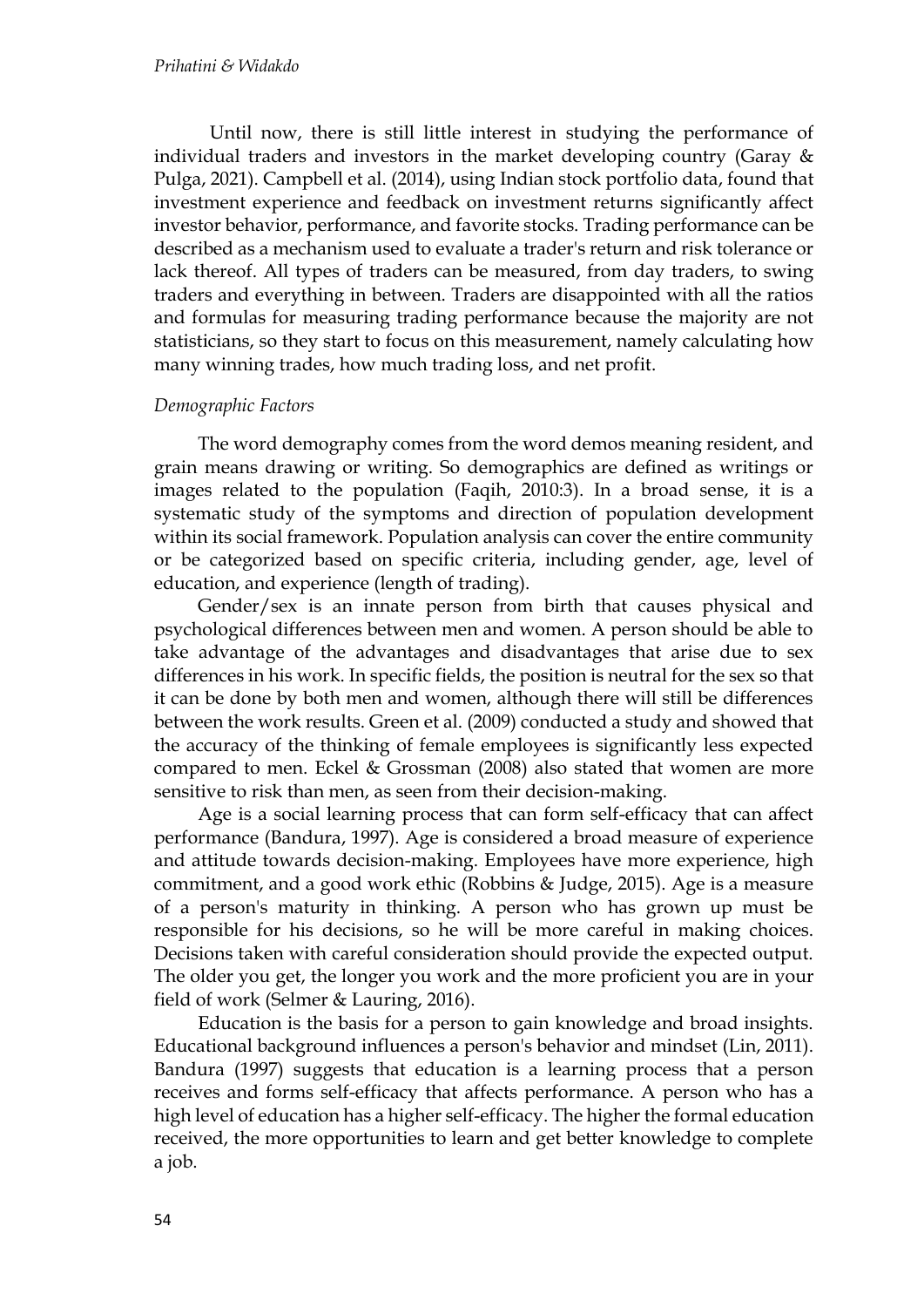Until now, there is still little interest in studying the performance of individual traders and investors in the market developing country (Garay & Pulga, 2021). Campbell et al. (2014), using Indian stock portfolio data, found that investment experience and feedback on investment returns significantly affect investor behavior, performance, and favorite stocks. Trading performance can be described as a mechanism used to evaluate a trader's return and risk tolerance or lack thereof. All types of traders can be measured, from day traders, to swing traders and everything in between. Traders are disappointed with all the ratios and formulas for measuring trading performance because the majority are not statisticians, so they start to focus on this measurement, namely calculating how many winning trades, how much trading loss, and net profit.

*Demographic Factors*

The word demography comes from the word demos meaning resident, and grain means drawing or writing. So demographics are defined as writings or images related to the population (Faqih, 2010:3). In a broad sense, it is a systematic study of the symptoms and direction of population development within its social framework. Population analysis can cover the entire community or be categorized based on specific criteria, including gender, age, level of education, and experience (length of trading).

Gender/sex is an innate person from birth that causes physical and psychological differences between men and women. A person should be able to take advantage of the advantages and disadvantages that arise due to sex differences in his work. In specific fields, the position is neutral for the sex so that it can be done by both men and women, although there will still be differences between the work results. Green et al. (2009) conducted a study and showed that the accuracy of the thinking of female employees is significantly less expected compared to men. Eckel & Grossman (2008) also stated that women are more sensitive to risk than men, as seen from their decision-making.

Age is a social learning process that can form self-efficacy that can affect performance (Bandura, 1997). Age is considered a broad measure of experience and attitude towards decision-making. Employees have more experience, high commitment, and a good work ethic (Robbins & Judge, 2015). Age is a measure of a person's maturity in thinking. A person who has grown up must be responsible for his decisions, so he will be more careful in making choices. Decisions taken with careful consideration should provide the expected output. The older you get, the longer you work and the more proficient you are in your field of work (Selmer & Lauring, 2016).

Education is the basis for a person to gain knowledge and broad insights. Educational background influences a person's behavior and mindset (Lin, 2011). Bandura (1997) suggests that education is a learning process that a person receives and forms self-efficacy that affects performance. A person who has a high level of education has a higher self-efficacy. The higher the formal education received, the more opportunities to learn and get better knowledge to complete a job.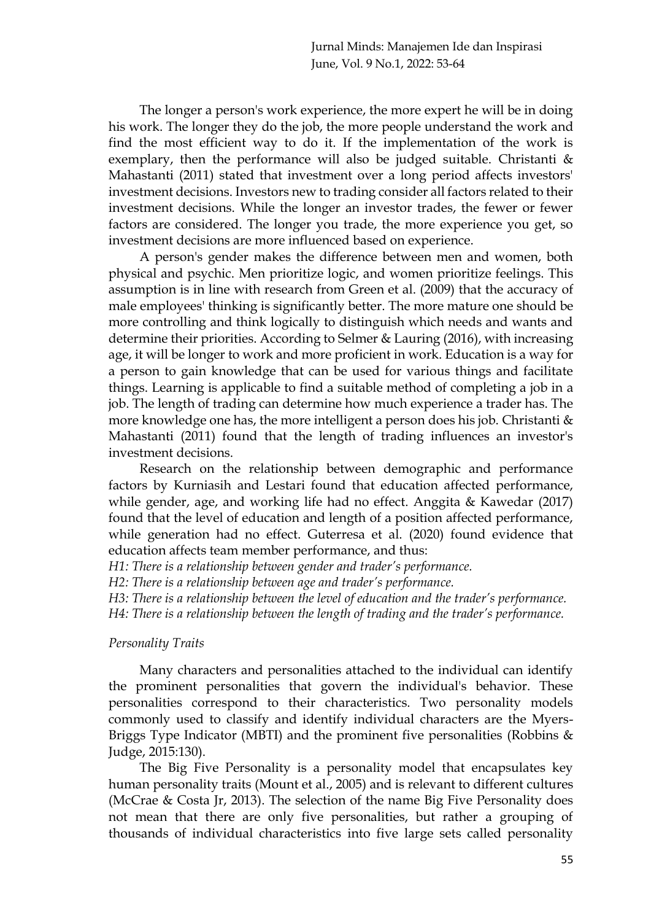The longer a person's work experience, the more expert he will be in doing his work. The longer they do the job, the more people understand the work and find the most efficient way to do it. If the implementation of the work is exemplary, then the performance will also be judged suitable. Christanti & Mahastanti (2011) stated that investment over a long period affects investors' investment decisions. Investors new to trading consider all factors related to their investment decisions. While the longer an investor trades, the fewer or fewer factors are considered. The longer you trade, the more experience you get, so investment decisions are more influenced based on experience.

A person's gender makes the difference between men and women, both physical and psychic. Men prioritize logic, and women prioritize feelings. This assumption is in line with research from Green et al. (2009) that the accuracy of male employees' thinking is significantly better. The more mature one should be more controlling and think logically to distinguish which needs and wants and determine their priorities. According to Selmer & Lauring (2016), with increasing age, it will be longer to work and more proficient in work. Education is a way for a person to gain knowledge that can be used for various things and facilitate things. Learning is applicable to find a suitable method of completing a job in a job. The length of trading can determine how much experience a trader has. The more knowledge one has, the more intelligent a person does his job. Christanti & Mahastanti (2011) found that the length of trading influences an investor's investment decisions.

Research on the relationship between demographic and performance factors by Kurniasih and Lestari found that education affected performance, while gender, age, and working life had no effect. Anggita & Kawedar (2017) found that the level of education and length of a position affected performance, while generation had no effect. Guterresa et al. (2020) found evidence that education affects team member performance, and thus:

*H1: There is a relationship between gender and trader's performance.*

*H2: There is a relationship between age and trader's performance.*

*H3: There is a relationship between the level of education and the trader's performance.*

*H4: There is a relationship between the length of trading and the trader's performance.*

### *Personality Traits*

Many characters and personalities attached to the individual can identify the prominent personalities that govern the individual's behavior. These personalities correspond to their characteristics. Two personality models commonly used to classify and identify individual characters are the Myers-Briggs Type Indicator (MBTI) and the prominent five personalities (Robbins & Judge, 2015:130).

The Big Five Personality is a personality model that encapsulates key human personality traits (Mount et al., 2005) and is relevant to different cultures (McCrae & Costa Jr, 2013). The selection of the name Big Five Personality does not mean that there are only five personalities, but rather a grouping of thousands of individual characteristics into five large sets called personality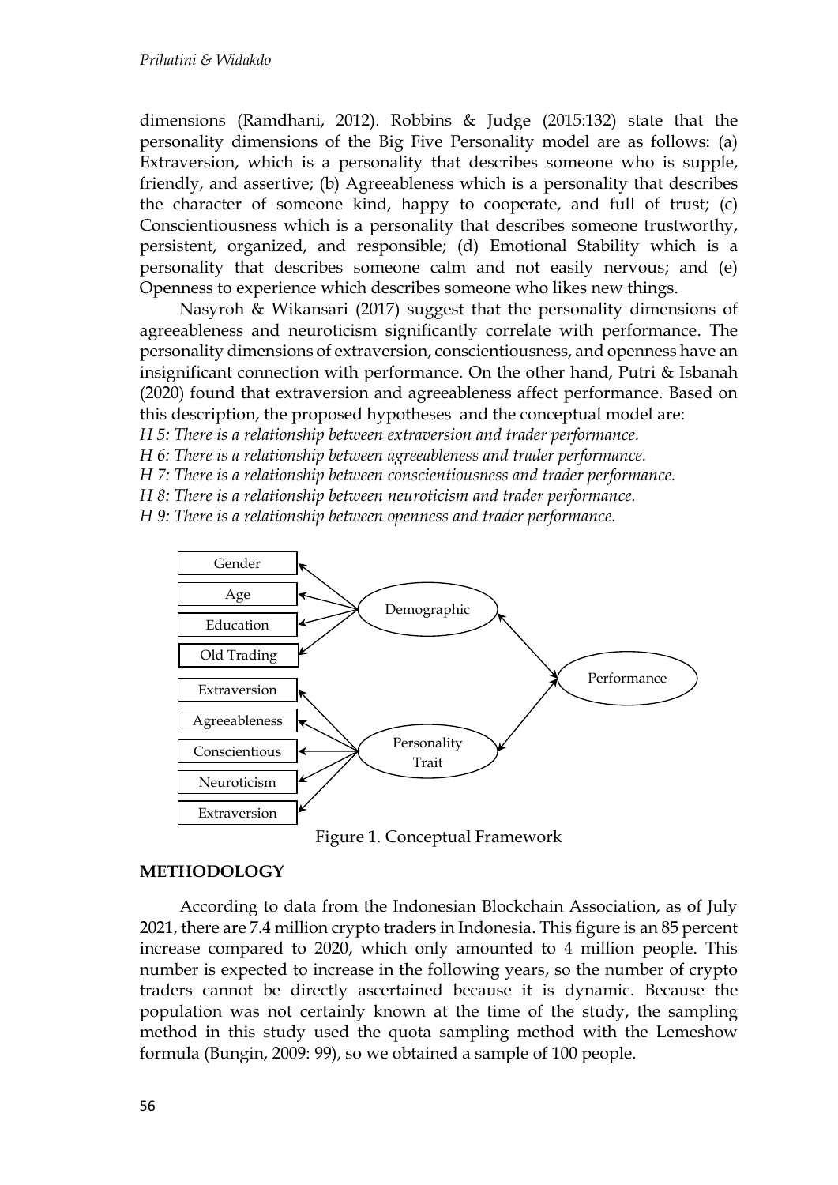dimensions (Ramdhani, 2012). Robbins & Judge (2015:132) state that the personality dimensions of the Big Five Personality model are as follows: (a) Extraversion, which is a personality that describes someone who is supple, friendly, and assertive; (b) Agreeableness which is a personality that describes the character of someone kind, happy to cooperate, and full of trust; (c) Conscientiousness which is a personality that describes someone trustworthy, persistent, organized, and responsible; (d) Emotional Stability which is a personality that describes someone calm and not easily nervous; and (e) Openness to experience which describes someone who likes new things.

Nasyroh & Wikansari (2017) suggest that the personality dimensions of agreeableness and neuroticism significantly correlate with performance. The personality dimensions of extraversion, conscientiousness, and openness have an insignificant connection with performance. On the other hand, Putri & Isbanah (2020) found that extraversion and agreeableness affect performance. Based on this description, the proposed hypotheses and the conceptual model are:

*H 5: There is a relationship between extraversion and trader performance.*
*H 6: There is a relationship between agreeableness and trader performance.*
*H 7: There is a relationship between conscientiousness and trader performance.*
*H 8: There is a relationship between neuroticism and trader performance.*
*H 9: There is a relationship between openness and trader performance.*

Gender
Age
Education
Old Trading
Demographic
Extraversion
Agreeableness
Conscientious
Neuroticism
Extraversion
Personality Trait
Performance

Figure 1. Conceptual Framework

## METHODOLOGY

According to data from the Indonesian Blockchain Association, as of July 2021, there are 7.4 million crypto traders in Indonesia. This figure is an 85 percent increase compared to 2020, which only amounted to 4 million people. This number is expected to increase in the following years, so the number of crypto traders cannot be directly ascertained because it is dynamic. Because the population was not certainly known at the time of the study, the sampling method in this study used the quota sampling method with the Lemeshow formula (Bungin, 2009: 99), so we obtained a sample of 100 people.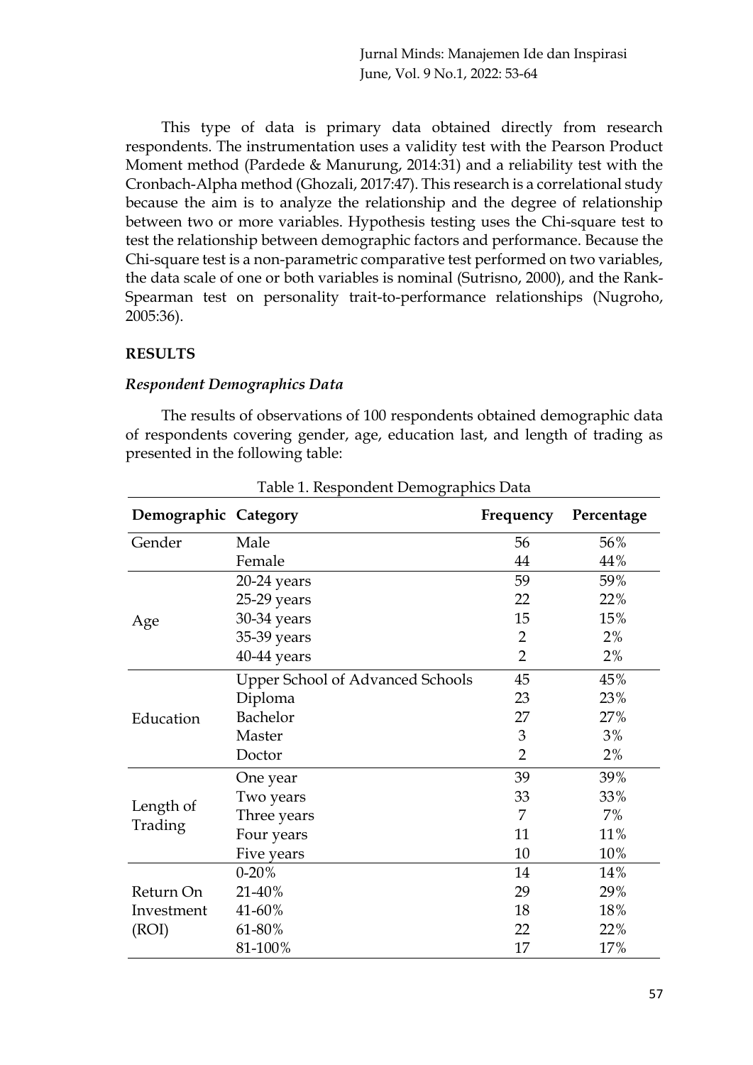This type of data is primary data obtained directly from research respondents. The instrumentation uses a validity test with the Pearson Product Moment method (Pardede & Manurung, 2014:31) and a reliability test with the Cronbach-Alpha method (Ghozali, 2017:47). This research is a correlational study because the aim is to analyze the relationship and the degree of relationship between two or more variables. Hypothesis testing uses the Chi-square test to test the relationship between demographic factors and performance. Because the Chi-square test is a non-parametric comparative test performed on two variables, the data scale of one or both variables is nominal (Sutrisno, 2000), and the Rank-Spearman test on personality trait-to-performance relationships (Nugroho, 2005:36).

## RESULTS

### *Respondent Demographics Data*

The results of observations of 100 respondents obtained demographic data of respondents covering gender, age, education last, and length of trading as presented in the following table:

Table 1. Respondent Demographics Data

| Demographic | Category | Frequency | Percentage |
|---|---|---|---|
| Gender | Male | 56 | 56% |
| | Female | 44 | 44% |
| Age | 20-24 years | 59 | 59% |
| | 25-29 years | 22 | 22% |
| | 30-34 years | 15 | 15% |
| | 35-39 years | 2 | 2% |
| | 40-44 years | 2 | 2% |
| Education | Upper School of Advanced Schools | 45 | 45% |
| | Diploma | 23 | 23% |
| | Bachelor | 27 | 27% |
| | Master | 3 | 3% |
| | Doctor | 2 | 2% |
| Length of Trading | One year | 39 | 39% |
| | Two years | 33 | 33% |
| | Three years | 7 | 7% |
| | Four years | 11 | 11% |
| | Five years | 10 | 10% |
| Return On Investment (ROI) | 0-20% | 14 | 14% |
| | 21-40% | 29 | 29% |
| | 41-60% | 18 | 18% |
| | 61-80% | 22 | 22% |
| | 81-100% | 17 | 17% |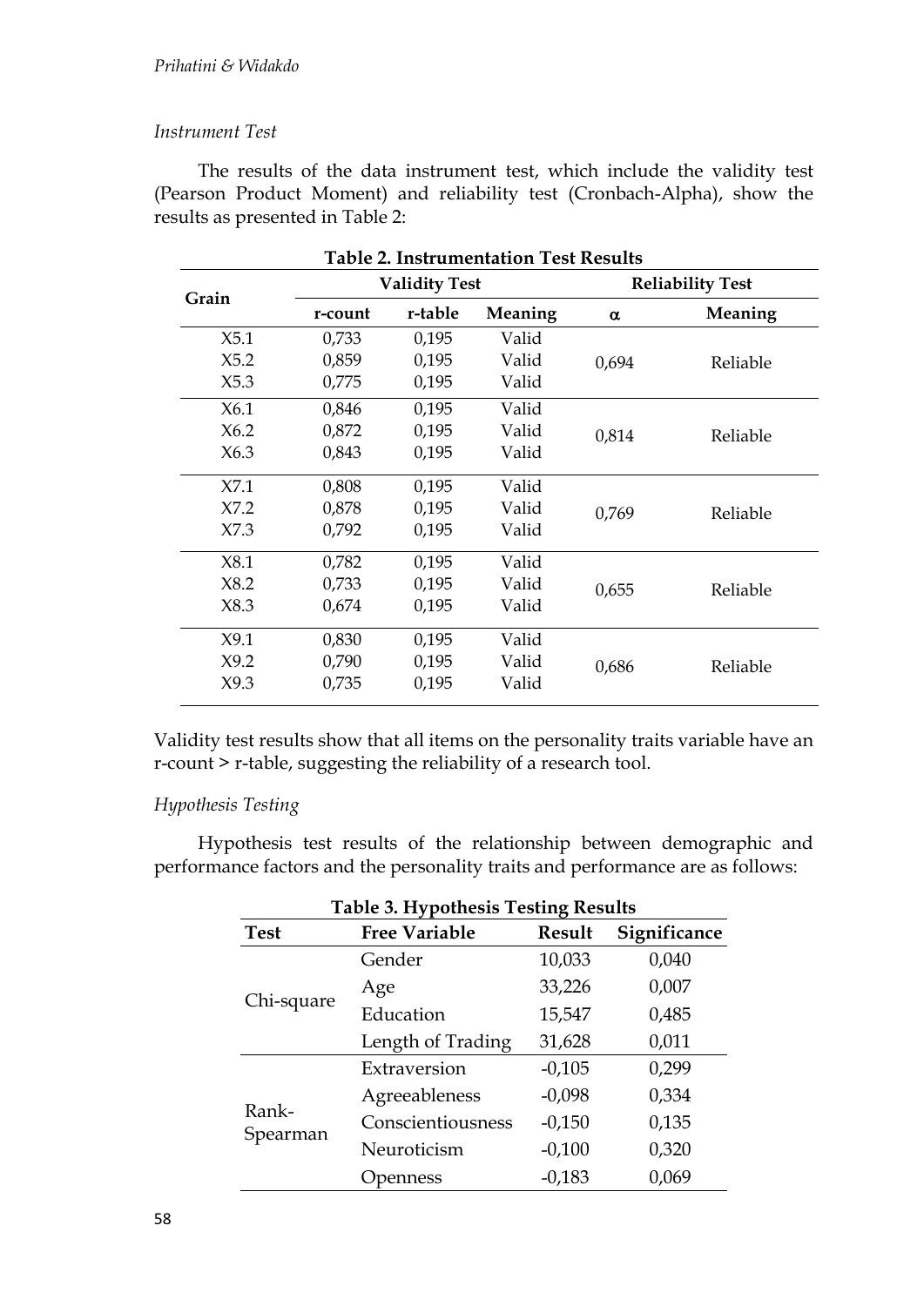*Instrument Test*

The results of the data instrument test, which include the validity test (Pearson Product Moment) and reliability test (Cronbach-Alpha), show the results as presented in Table 2:

**Table 2. Instrumentation Test Results**

| Grain | Validity Test | | | Reliability Test | |
|---|---|---|---|---|---|
| | r-count | r-table | Meaning | α | Meaning |
| X5.1 | 0,733 | 0,195 | Valid | 0,694 | Reliable |
| X5.2 | 0,859 | 0,195 | Valid | | |
| X5.3 | 0,775 | 0,195 | Valid | | |
| X6.1 | 0,846 | 0,195 | Valid | 0,814 | Reliable |
| X6.2 | 0,872 | 0,195 | Valid | | |
| X6.3 | 0,843 | 0,195 | Valid | | |
| X7.1 | 0,808 | 0,195 | Valid | 0,769 | Reliable |
| X7.2 | 0,878 | 0,195 | Valid | | |
| X7.3 | 0,792 | 0,195 | Valid | | |
| X8.1 | 0,782 | 0,195 | Valid | 0,655 | Reliable |
| X8.2 | 0,733 | 0,195 | Valid | | |
| X8.3 | 0,674 | 0,195 | Valid | | |
| X9.1 | 0,830 | 0,195 | Valid | 0,686 | Reliable |
| X9.2 | 0,790 | 0,195 | Valid | | |
| X9.3 | 0,735 | 0,195 | Valid | | |

Validity test results show that all items on the personality traits variable have an r-count > r-table, suggesting the reliability of a research tool.

*Hypothesis Testing*

Hypothesis test results of the relationship between demographic and performance factors and the personality traits and performance are as follows:

**Table 3. Hypothesis Testing Results**

| Test | Free Variable | Result | Significance |
|---|---|---|---|
| Chi-square | Gender | 10,033 | 0,040 |
| | Age | 33,226 | 0,007 |
| | Education | 15,547 | 0,485 |
| | Length of Trading | 31,628 | 0,011 |
| Rank-Spearman | Extraversion | -0,105 | 0,299 |
| | Agreeableness | -0,098 | 0,334 |
| | Conscientiousness | -0,150 | 0,135 |
| | Neuroticism | -0,100 | 0,320 |
| | Openness | -0,183 | 0,069 |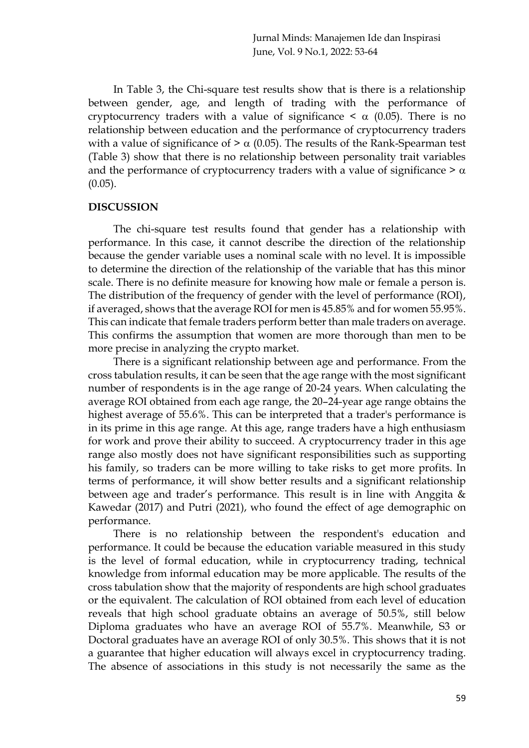In Table 3, the Chi-square test results show that is there is a relationship between gender, age, and length of trading with the performance of cryptocurrency traders with a value of significance < $\alpha$ (0.05). There is no relationship between education and the performance of cryptocurrency traders with a value of significance of > $\alpha$ (0.05). The results of the Rank-Spearman test (Table 3) show that there is no relationship between personality trait variables and the performance of cryptocurrency traders with a value of significance > $\alpha$ (0.05).

## DISCUSSION

The chi-square test results found that gender has a relationship with performance. In this case, it cannot describe the direction of the relationship because the gender variable uses a nominal scale with no level. It is impossible to determine the direction of the relationship of the variable that has this minor scale. There is no definite measure for knowing how male or female a person is. The distribution of the frequency of gender with the level of performance (ROI), if averaged, shows that the average ROI for men is 45.85% and for women 55.95%. This can indicate that female traders perform better than male traders on average. This confirms the assumption that women are more thorough than men to be more precise in analyzing the crypto market.

There is a significant relationship between age and performance. From the cross tabulation results, it can be seen that the age range with the most significant number of respondents is in the age range of 20-24 years. When calculating the average ROI obtained from each age range, the 20–24-year age range obtains the highest average of 55.6%. This can be interpreted that a trader's performance is in its prime in this age range. At this age, range traders have a high enthusiasm for work and prove their ability to succeed. A cryptocurrency trader in this age range also mostly does not have significant responsibilities such as supporting his family, so traders can be more willing to take risks to get more profits. In terms of performance, it will show better results and a significant relationship between age and trader's performance. This result is in line with Anggita & Kawedar (2017) and Putri (2021), who found the effect of age demographic on performance.

There is no relationship between the respondent's education and performance. It could be because the education variable measured in this study is the level of formal education, while in cryptocurrency trading, technical knowledge from informal education may be more applicable. The results of the cross tabulation show that the majority of respondents are high school graduates or the equivalent. The calculation of ROI obtained from each level of education reveals that high school graduate obtains an average of 50.5%, still below Diploma graduates who have an average ROI of 55.7%. Meanwhile, S3 or Doctoral graduates have an average ROI of only 30.5%. This shows that it is not a guarantee that higher education will always excel in cryptocurrency trading. The absence of associations in this study is not necessarily the same as the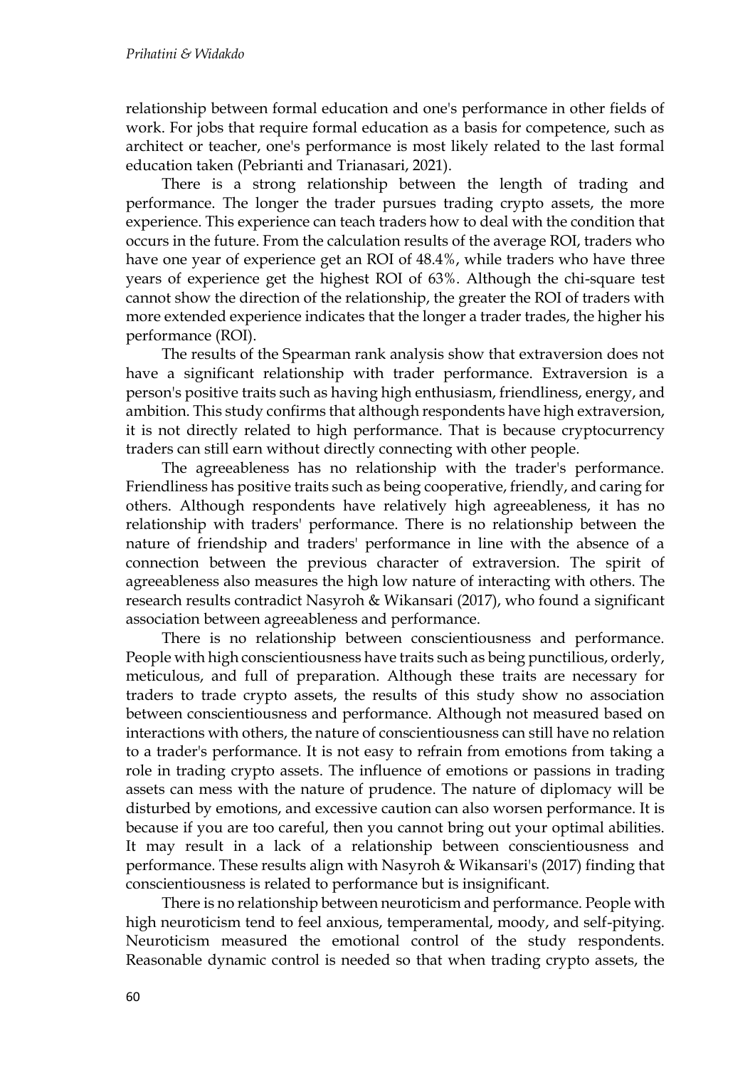relationship between formal education and one's performance in other fields of work. For jobs that require formal education as a basis for competence, such as architect or teacher, one's performance is most likely related to the last formal education taken (Pebrianti and Trianasari, 2021).

There is a strong relationship between the length of trading and performance. The longer the trader pursues trading crypto assets, the more experience. This experience can teach traders how to deal with the condition that occurs in the future. From the calculation results of the average ROI, traders who have one year of experience get an ROI of 48.4%, while traders who have three years of experience get the highest ROI of 63%. Although the chi-square test cannot show the direction of the relationship, the greater the ROI of traders with more extended experience indicates that the longer a trader trades, the higher his performance (ROI).

The results of the Spearman rank analysis show that extraversion does not have a significant relationship with trader performance. Extraversion is a person's positive traits such as having high enthusiasm, friendliness, energy, and ambition. This study confirms that although respondents have high extraversion, it is not directly related to high performance. That is because cryptocurrency traders can still earn without directly connecting with other people.

The agreeableness has no relationship with the trader's performance. Friendliness has positive traits such as being cooperative, friendly, and caring for others. Although respondents have relatively high agreeableness, it has no relationship with traders' performance. There is no relationship between the nature of friendship and traders' performance in line with the absence of a connection between the previous character of extraversion. The spirit of agreeableness also measures the high low nature of interacting with others. The research results contradict Nasyroh & Wikansari (2017), who found a significant association between agreeableness and performance.

There is no relationship between conscientiousness and performance. People with high conscientiousness have traits such as being punctilious, orderly, meticulous, and full of preparation. Although these traits are necessary for traders to trade crypto assets, the results of this study show no association between conscientiousness and performance. Although not measured based on interactions with others, the nature of conscientiousness can still have no relation to a trader's performance. It is not easy to refrain from emotions from taking a role in trading crypto assets. The influence of emotions or passions in trading assets can mess with the nature of prudence. The nature of diplomacy will be disturbed by emotions, and excessive caution can also worsen performance. It is because if you are too careful, then you cannot bring out your optimal abilities. It may result in a lack of a relationship between conscientiousness and performance. These results align with Nasyroh & Wikansari's (2017) finding that conscientiousness is related to performance but is insignificant.

There is no relationship between neuroticism and performance. People with high neuroticism tend to feel anxious, temperamental, moody, and self-pitying. Neuroticism measured the emotional control of the study respondents. Reasonable dynamic control is needed so that when trading crypto assets, the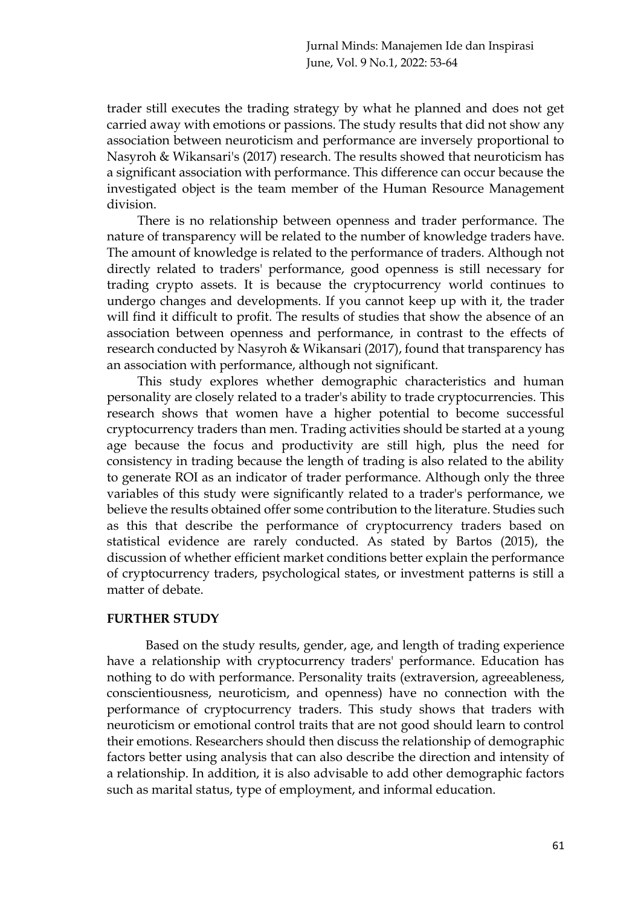trader still executes the trading strategy by what he planned and does not get carried away with emotions or passions. The study results that did not show any association between neuroticism and performance are inversely proportional to Nasyroh & Wikansari's (2017) research. The results showed that neuroticism has a significant association with performance. This difference can occur because the investigated object is the team member of the Human Resource Management division.

There is no relationship between openness and trader performance. The nature of transparency will be related to the number of knowledge traders have. The amount of knowledge is related to the performance of traders. Although not directly related to traders' performance, good openness is still necessary for trading crypto assets. It is because the cryptocurrency world continues to undergo changes and developments. If you cannot keep up with it, the trader will find it difficult to profit. The results of studies that show the absence of an association between openness and performance, in contrast to the effects of research conducted by Nasyroh & Wikansari (2017), found that transparency has an association with performance, although not significant.

This study explores whether demographic characteristics and human personality are closely related to a trader's ability to trade cryptocurrencies. This research shows that women have a higher potential to become successful cryptocurrency traders than men. Trading activities should be started at a young age because the focus and productivity are still high, plus the need for consistency in trading because the length of trading is also related to the ability to generate ROI as an indicator of trader performance. Although only the three variables of this study were significantly related to a trader's performance, we believe the results obtained offer some contribution to the literature. Studies such as this that describe the performance of cryptocurrency traders based on statistical evidence are rarely conducted. As stated by Bartos (2015), the discussion of whether efficient market conditions better explain the performance of cryptocurrency traders, psychological states, or investment patterns is still a matter of debate.

## FURTHER STUDY

Based on the study results, gender, age, and length of trading experience have a relationship with cryptocurrency traders' performance. Education has nothing to do with performance. Personality traits (extraversion, agreeableness, conscientiousness, neuroticism, and openness) have no connection with the performance of cryptocurrency traders. This study shows that traders with neuroticism or emotional control traits that are not good should learn to control their emotions. Researchers should then discuss the relationship of demographic factors better using analysis that can also describe the direction and intensity of a relationship. In addition, it is also advisable to add other demographic factors such as marital status, type of employment, and informal education.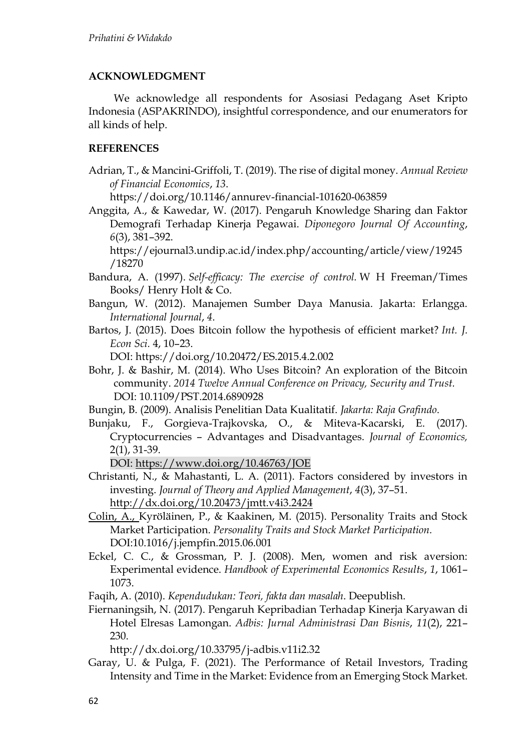## ACKNOWLEDGMENT

We acknowledge all respondents for Asosiasi Pedagang Aset Kripto Indonesia (ASPAKRINDO), insightful correspondence, and our enumerators for all kinds of help.

## REFERENCES

Adrian, T., & Mancini-Griffoli, T. (2019). The rise of digital money. *Annual Review of Financial Economics*, *13*. https://doi.org/10.1146/annurev-financial-101620-063859

Anggita, A., & Kawedar, W. (2017). Pengaruh Knowledge Sharing dan Faktor Demografi Terhadap Kinerja Pegawai. *Diponegoro Journal Of Accounting*, *6*(3), 381–392. https://ejournal3.undip.ac.id/index.php/accounting/article/view/19245/18270

Bandura, A. (1997). *Self-efficacy: The exercise of control.* W H Freeman/Times Books/ Henry Holt & Co.

Bangun, W. (2012). Manajemen Sumber Daya Manusia. Jakarta: Erlangga. *International Journal*, *4*.

Bartos, J. (2015). Does Bitcoin follow the hypothesis of efficient market? *Int. J. Econ Sci*. 4, 10–23. DOI: https://doi.org/10.20472/ES.2015.4.2.002

Bohr, J. & Bashir, M. (2014). Who Uses Bitcoin? An exploration of the Bitcoin community. *2014 Twelve Annual Conference on Privacy, Security and Trust.* DOI: 10.1109/PST.2014.6890928

Bungin, B. (2009). Analisis Penelitian Data Kualitatif. *Jakarta: Raja Grafindo*.

Bunjaku, F., Gorgieva-Trajkovska, O., & Miteva-Kacarski, E. (2017). Cryptocurrencies – Advantages and Disadvantages. *Journal of Economics,* 2(1), 31-39. DOI: https://www.doi.org/10.46763/JOE

Christanti, N., & Mahastanti, L. A. (2011). Factors considered by investors in investing. *Journal of Theory and Applied Management*, 4(3), 37–51. http://dx.doi.org/10.20473/jmtt.v4i3.2424

Colin, A., Kyröläinen, P., & Kaakinen, M. (2015). Personality Traits and Stock Market Participation. *Personality Traits and Stock Market Participation.* DOI:10.1016/j.jempfin.2015.06.001

Eckel, C. C., & Grossman, P. J. (2008). Men, women and risk aversion: Experimental evidence. *Handbook of Experimental Economics Results*, *1*, 1061–1073.

Faqih, A. (2010). *Kependudukan: Teori, fakta dan masalah*. Deepublish.

Fiernaningsih, N. (2017). Pengaruh Kepribadian Terhadap Kinerja Karyawan di Hotel Elresas Lamongan. *Adbis: Jurnal Administrasi Dan Bisnis*, *11*(2), 221–230. http://dx.doi.org/10.33795/j-adbis.v11i2.32

Garay, U. & Pulga, F. (2021). The Performance of Retail Investors, Trading Intensity and Time in the Market: Evidence from an Emerging Stock Market.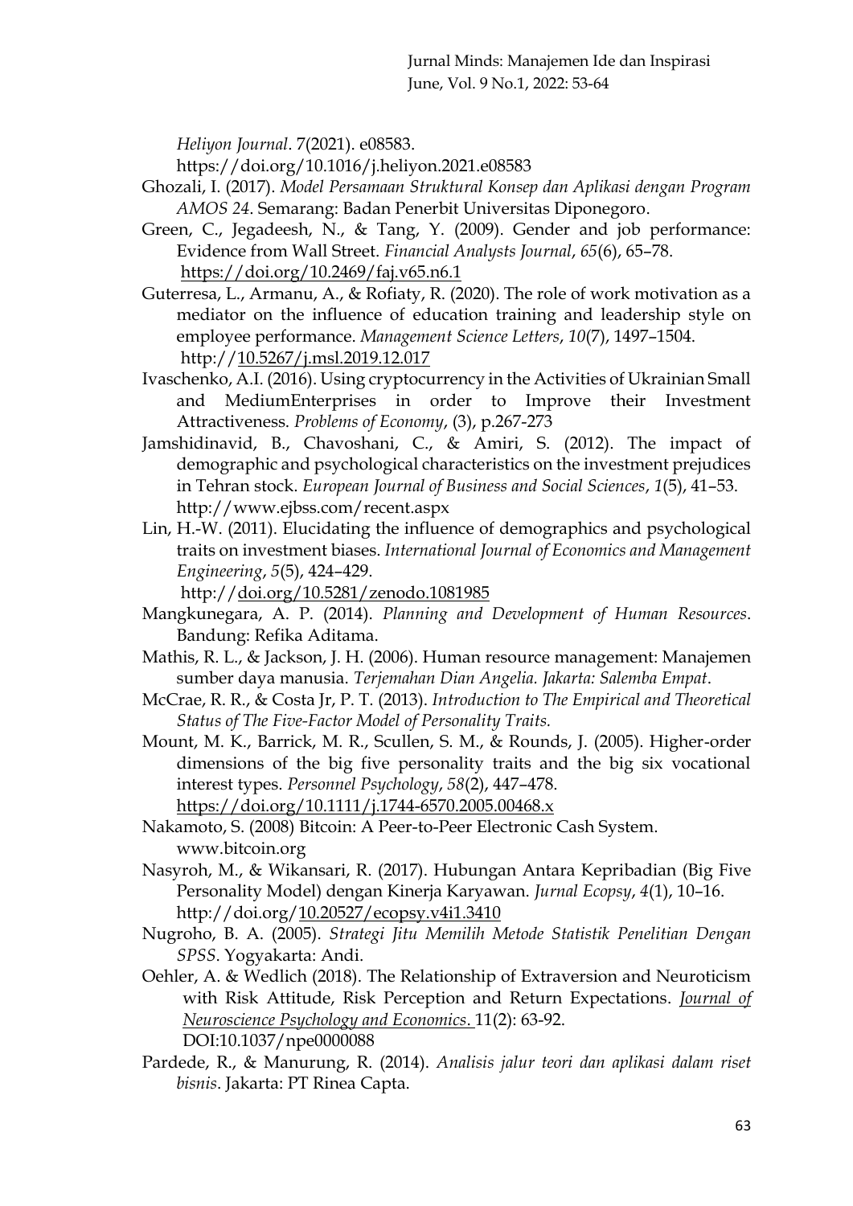*Heliyon Journal*. 7(2021). e08583. https://doi.org/10.1016/j.heliyon.2021.e08583

Ghozali, I. (2017). *Model Persamaan Struktural Konsep dan Aplikasi dengan Program AMOS 24*. Semarang: Badan Penerbit Universitas Diponegoro.

Green, C., Jegadeesh, N., & Tang, Y. (2009). Gender and job performance: Evidence from Wall Street. *Financial Analysts Journal*, *65*(6), 65–78. https://doi.org/10.2469/faj.v65.n6.1

Guterresa, L., Armanu, A., & Rofiaty, R. (2020). The role of work motivation as a mediator on the influence of education training and leadership style on employee performance. *Management Science Letters*, *10*(7), 1497–1504. http://10.5267/j.msl.2019.12.017

Ivaschenko, A.I. (2016). Using cryptocurrency in the Activities of Ukrainian Small and MediumEnterprises in order to Improve their Investment Attractiveness. *Problems of Economy*, (3), p.267-273

Jamshidinavid, B., Chavoshani, C., & Amiri, S. (2012). The impact of demographic and psychological characteristics on the investment prejudices in Tehran stock. *European Journal of Business and Social Sciences*, *1*(5), 41–53. http://www.ejbss.com/recent.aspx

Lin, H.-W. (2011). Elucidating the influence of demographics and psychological traits on investment biases. *International Journal of Economics and Management Engineering*, *5*(5), 424–429. http://doi.org/10.5281/zenodo.1081985

Mangkunegara, A. P. (2014). *Planning and Development of Human Resources*. Bandung: Refika Aditama.

Mathis, R. L., & Jackson, J. H. (2006). Human resource management: Manajemen sumber daya manusia. *Terjemahan Dian Angelia. Jakarta: Salemba Empat*.

McCrae, R. R., & Costa Jr, P. T. (2013). *Introduction to The Empirical and Theoretical Status of The Five-Factor Model of Personality Traits.*

Mount, M. K., Barrick, M. R., Scullen, S. M., & Rounds, J. (2005). Higher-order dimensions of the big five personality traits and the big six vocational interest types. *Personnel Psychology*, *58*(2), 447–478. https://doi.org/10.1111/j.1744-6570.2005.00468.x

Nakamoto, S. (2008) Bitcoin: A Peer-to-Peer Electronic Cash System. www.bitcoin.org

Nasyroh, M., & Wikansari, R. (2017). Hubungan Antara Kepribadian (Big Five Personality Model) dengan Kinerja Karyawan. *Jurnal Ecopsy*, *4*(1), 10–16. http://doi.org/10.20527/ecopsy.v4i1.3410

Nugroho, B. A. (2005). *Strategi Jitu Memilih Metode Statistik Penelitian Dengan SPSS*. Yogyakarta: Andi.

Oehler, A. & Wedlich (2018). The Relationship of Extraversion and Neuroticism with Risk Attitude, Risk Perception and Return Expectations. *Journal of Neuroscience Psychology and Economics*. 11(2): 63-92. DOI:10.1037/npe0000088

Pardede, R., & Manurung, R. (2014). *Analisis jalur teori dan aplikasi dalam riset bisnis*. Jakarta: PT Rinea Capta.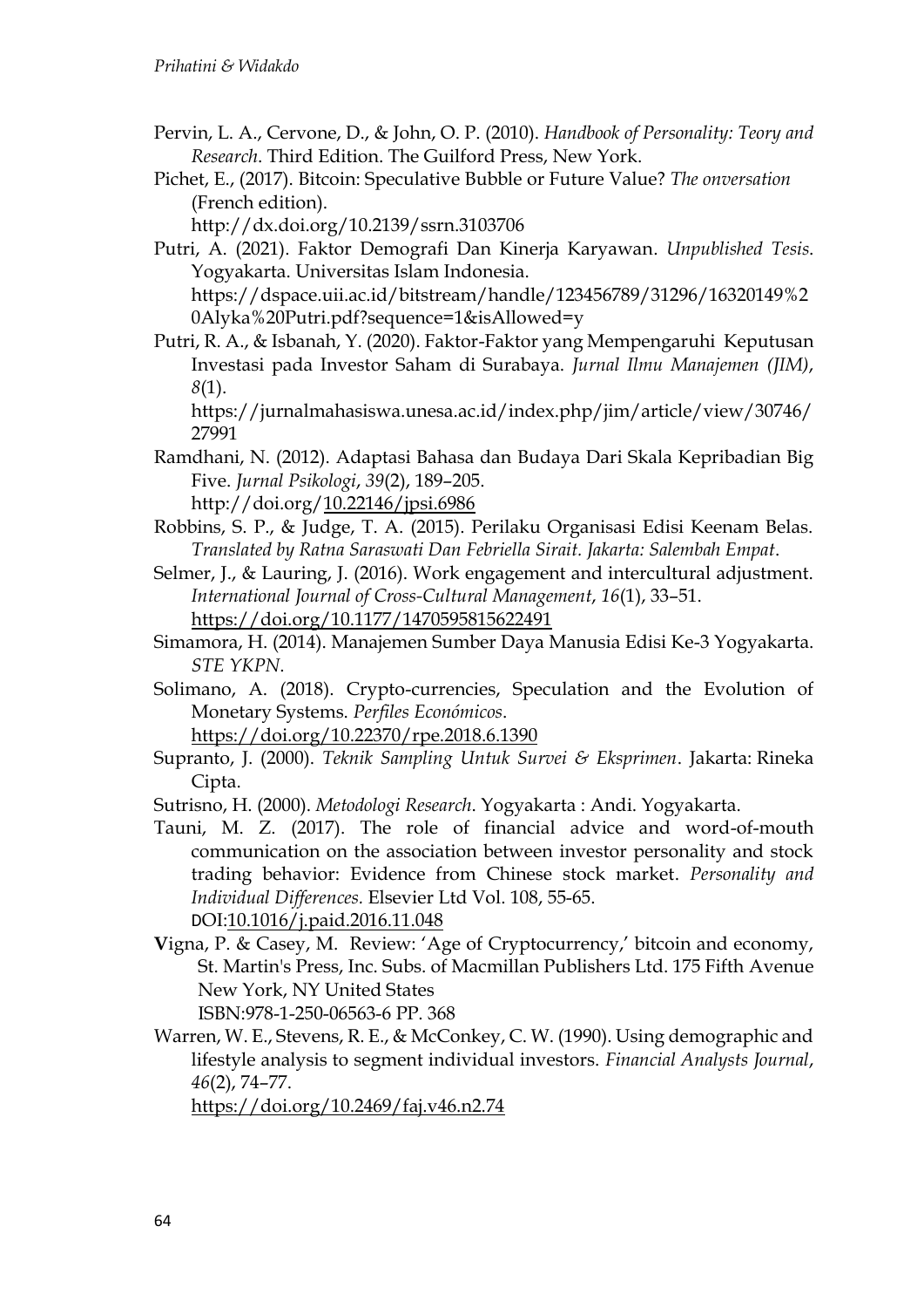Pervin, L. A., Cervone, D., & John, O. P. (2010). *Handbook of Personality: Teory and Research*. Third Edition. The Guilford Press, New York.

Pichet, E., (2017). Bitcoin: Speculative Bubble or Future Value? *The onversation* (French edition). http://dx.doi.org/10.2139/ssrn.3103706

Putri, A. (2021). Faktor Demografi Dan Kinerja Karyawan. *Unpublished Tesis*. Yogyakarta. Universitas Islam Indonesia. https://dspace.uii.ac.id/bitstream/handle/123456789/31296/16320149%20Alyka%20Putri.pdf?sequence=1&isAllowed=y

Putri, R. A., & Isbanah, Y. (2020). Faktor-Faktor yang Mempengaruhi Keputusan Investasi pada Investor Saham di Surabaya. *Jurnal Ilmu Manajemen (JIM)*, *8*(1). https://jurnalmahasiswa.unesa.ac.id/index.php/jim/article/view/30746/27991

Ramdhani, N. (2012). Adaptasi Bahasa dan Budaya Dari Skala Kepribadian Big Five. *Jurnal Psikologi*, *39*(2), 189–205. http://doi.org/10.22146/jpsi.6986

Robbins, S. P., & Judge, T. A. (2015). Perilaku Organisasi Edisi Keenam Belas. *Translated by Ratna Saraswati Dan Febriella Sirait. Jakarta: Salembah Empat*.

Selmer, J., & Lauring, J. (2016). Work engagement and intercultural adjustment. *International Journal of Cross-Cultural Management*, *16*(1), 33–51. https://doi.org/10.1177/1470595815622491

Simamora, H. (2014). Manajemen Sumber Daya Manusia Edisi Ke-3 Yogyakarta. *STE YKPN*.

Solimano, A. (2018). Crypto-currencies, Speculation and the Evolution of Monetary Systems. *Perfiles Económicos*. https://doi.org/10.22370/rpe.2018.6.1390

Supranto, J. (2000). *Teknik Sampling Untuk Survei & Eksprimen*. Jakarta: Rineka Cipta.

Sutrisno, H. (2000). *Metodologi Research*. Yogyakarta : Andi. Yogyakarta.

Tauni, M. Z. (2017). The role of financial advice and word-of-mouth communication on the association between investor personality and stock trading behavior: Evidence from Chinese stock market. *Personality and Individual Differences.* Elsevier Ltd Vol. 108, 55-65. DOI:10.1016/j.paid.2016.11.048

**V**igna, P. & Casey, M. Review: 'Age of Cryptocurrency,' bitcoin and economy, St. Martin's Press, Inc. Subs. of Macmillan Publishers Ltd. 175 Fifth Avenue New York, NY United States ISBN:978-1-250-06563-6 PP. 368

Warren, W. E., Stevens, R. E., & McConkey, C. W. (1990). Using demographic and lifestyle analysis to segment individual investors. *Financial Analysts Journal*, *46*(2), 74–77. https://doi.org/10.2469/faj.v46.n2.74